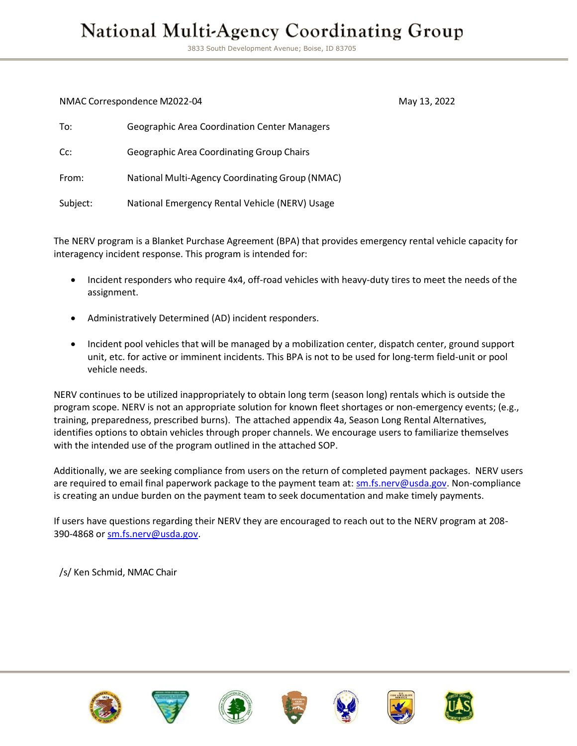# National Multi-Agency Coordinating Group

3833 South Development Avenue; Boise, ID 83705

NMAC Correspondence M2022-04

May 13, 2022

To: Geographic Area Coordination Center Managers

Cc: Geographic Area Coordinating Group Chairs

From: National Multi-Agency Coordinating Group (NMAC)

Subject: National Emergency Rental Vehicle (NERV) Usage

The NERV program is a Blanket Purchase Agreement (BPA) that provides emergency rental vehicle capacity for interagency incident response. This program is intended for:

- Incident responders who require 4x4, off-road vehicles with heavy-duty tires to meet the needs of the assignment.
- Administratively Determined (AD) incident responders.
- Incident pool vehicles that will be managed by a mobilization center, dispatch center, ground support unit, etc. for active or imminent incidents. This BPA is not to be used for long-term field-unit or pool vehicle needs.

NERV continues to be utilized inappropriately to obtain long term (season long) rentals which is outside the program scope. NERV is not an appropriate solution for known fleet shortages or non-emergency events; (e.g., training, preparedness, prescribed burns). The attached appendix 4a, Season Long Rental Alternatives, identifies options to obtain vehicles through proper channels. We encourage users to familiarize themselves with the intended use of the program outlined in the attached SOP.

Additionally, we are seeking compliance from users on the return of completed payment packages. NERV users are required to email final paperwork package to the payment team at: sm.fs.nerv@usda.gov. Non-compliance is creating an undue burden on the payment team to seek documentation and make timely payments.

If users have questions regarding their NERV they are encouraged to reach out to the NERV program at 208-390-4868 or sm.fs.nerv@usda.gov.

/s/ Ken Schmid, NMAC Chair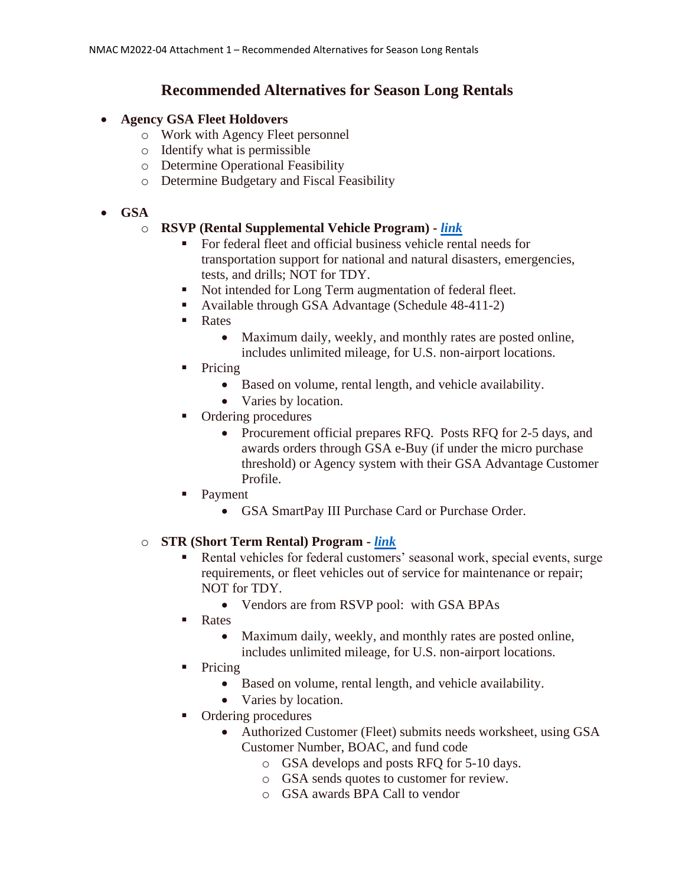## Recommended Alternatives for Season Long Rentals

- **Agency GSA Fleet Holdovers**
  - Work with Agency Fleet personnel
  - Identify what is permissible
  - Determine Operational Feasibility
  - Determine Budgetary and Fiscal Feasibility

- **GSA**
  - **RSVP (Rental Supplemental Vehicle Program) - *link***
    - For federal fleet and official business vehicle rental needs for transportation support for national and natural disasters, emergencies, tests, and drills; NOT for TDY.
    - Not intended for Long Term augmentation of federal fleet.
    - Available through GSA Advantage (Schedule 48-411-2)
    - Rates
      - Maximum daily, weekly, and monthly rates are posted online, includes unlimited mileage, for U.S. non-airport locations.
    - Pricing
      - Based on volume, rental length, and vehicle availability.
      - Varies by location.
    - Ordering procedures
      - Procurement official prepares RFQ. Posts RFQ for 2-5 days, and awards orders through GSA e-Buy (if under the micro purchase threshold) or Agency system with their GSA Advantage Customer Profile.
    - Payment
      - GSA SmartPay III Purchase Card or Purchase Order.

  - **STR (Short Term Rental) Program - *link***
    - Rental vehicles for federal customers' seasonal work, special events, surge requirements, or fleet vehicles out of service for maintenance or repair; NOT for TDY.
      - Vendors are from RSVP pool: with GSA BPAs
    - Rates
      - Maximum daily, weekly, and monthly rates are posted online, includes unlimited mileage, for U.S. non-airport locations.
    - Pricing
      - Based on volume, rental length, and vehicle availability.
      - Varies by location.
    - Ordering procedures
      - Authorized Customer (Fleet) submits needs worksheet, using GSA Customer Number, BOAC, and fund code
        - GSA develops and posts RFQ for 5-10 days.
        - GSA sends quotes to customer for review.
        - GSA awards BPA Call to vendor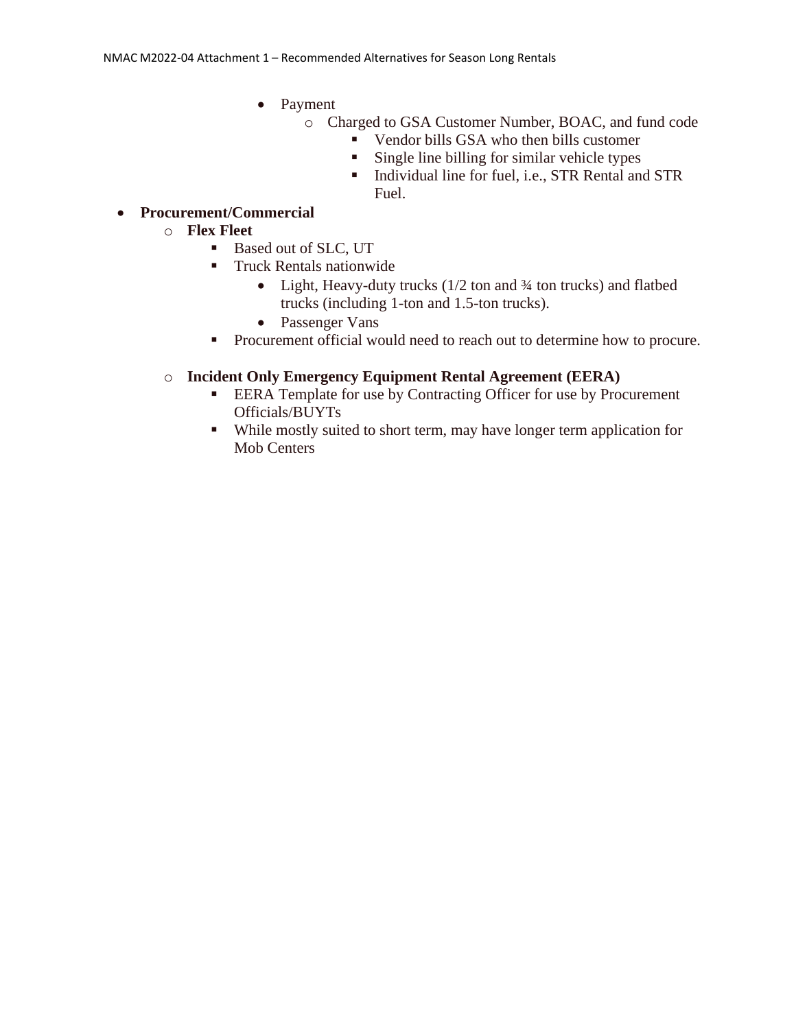- Payment
  - Charged to GSA Customer Number, BOAC, and fund code
    - Vendor bills GSA who then bills customer
    - Single line billing for similar vehicle types
    - Individual line for fuel, i.e., STR Rental and STR Fuel.

- **Procurement/Commercial**
  - **Flex Fleet**
    - Based out of SLC, UT
    - Truck Rentals nationwide
      - Light, Heavy-duty trucks (1/2 ton and ¾ ton trucks) and flatbed trucks (including 1-ton and 1.5-ton trucks).
      - Passenger Vans
    - Procurement official would need to reach out to determine how to procure.

  - **Incident Only Emergency Equipment Rental Agreement (EERA)**
    - EERA Template for use by Contracting Officer for use by Procurement Officials/BUYTs
    - While mostly suited to short term, may have longer term application for Mob Centers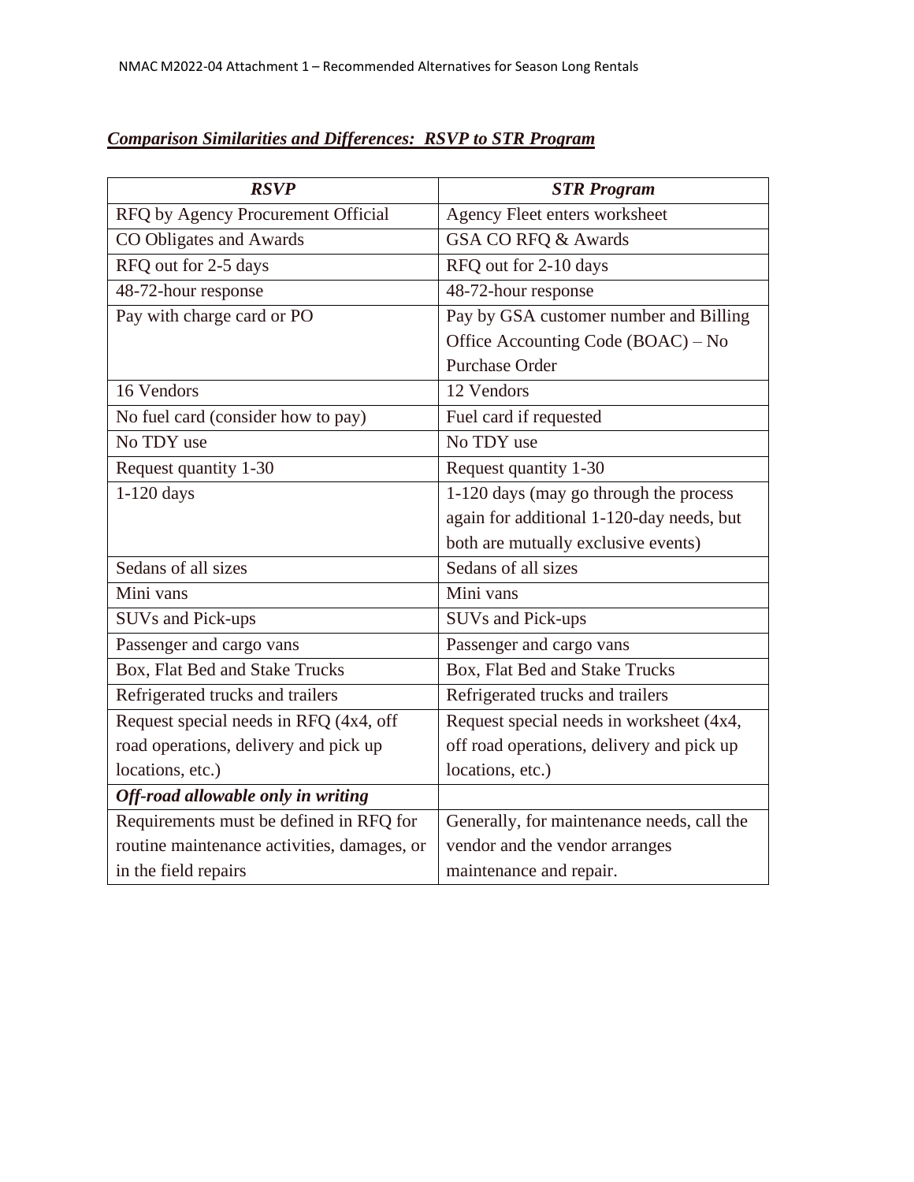***Comparison Similarities and Differences: RSVP to STR Program***

| ***RSVP*** | ***STR Program*** |
| --- | --- |
| RFQ by Agency Procurement Official | Agency Fleet enters worksheet |
| CO Obligates and Awards | GSA CO RFQ & Awards |
| RFQ out for 2-5 days | RFQ out for 2-10 days |
| 48-72-hour response | 48-72-hour response |
| Pay with charge card or PO | Pay by GSA customer number and Billing Office Accounting Code (BOAC) – No Purchase Order |
| 16 Vendors | 12 Vendors |
| No fuel card (consider how to pay) | Fuel card if requested |
| No TDY use | No TDY use |
| Request quantity 1-30 | Request quantity 1-30 |
| 1-120 days | 1-120 days (may go through the process again for additional 1-120-day needs, but both are mutually exclusive events) |
| Sedans of all sizes | Sedans of all sizes |
| Mini vans | Mini vans |
| SUVs and Pick-ups | SUVs and Pick-ups |
| Passenger and cargo vans | Passenger and cargo vans |
| Box, Flat Bed and Stake Trucks | Box, Flat Bed and Stake Trucks |
| Refrigerated trucks and trailers | Refrigerated trucks and trailers |
| Request special needs in RFQ (4x4, off road operations, delivery and pick up locations, etc.) | Request special needs in worksheet (4x4, off road operations, delivery and pick up locations, etc.) |
| ***Off-road allowable only in writing*** | |
| Requirements must be defined in RFQ for routine maintenance activities, damages, or in the field repairs | Generally, for maintenance needs, call the vendor and the vendor arranges maintenance and repair. |